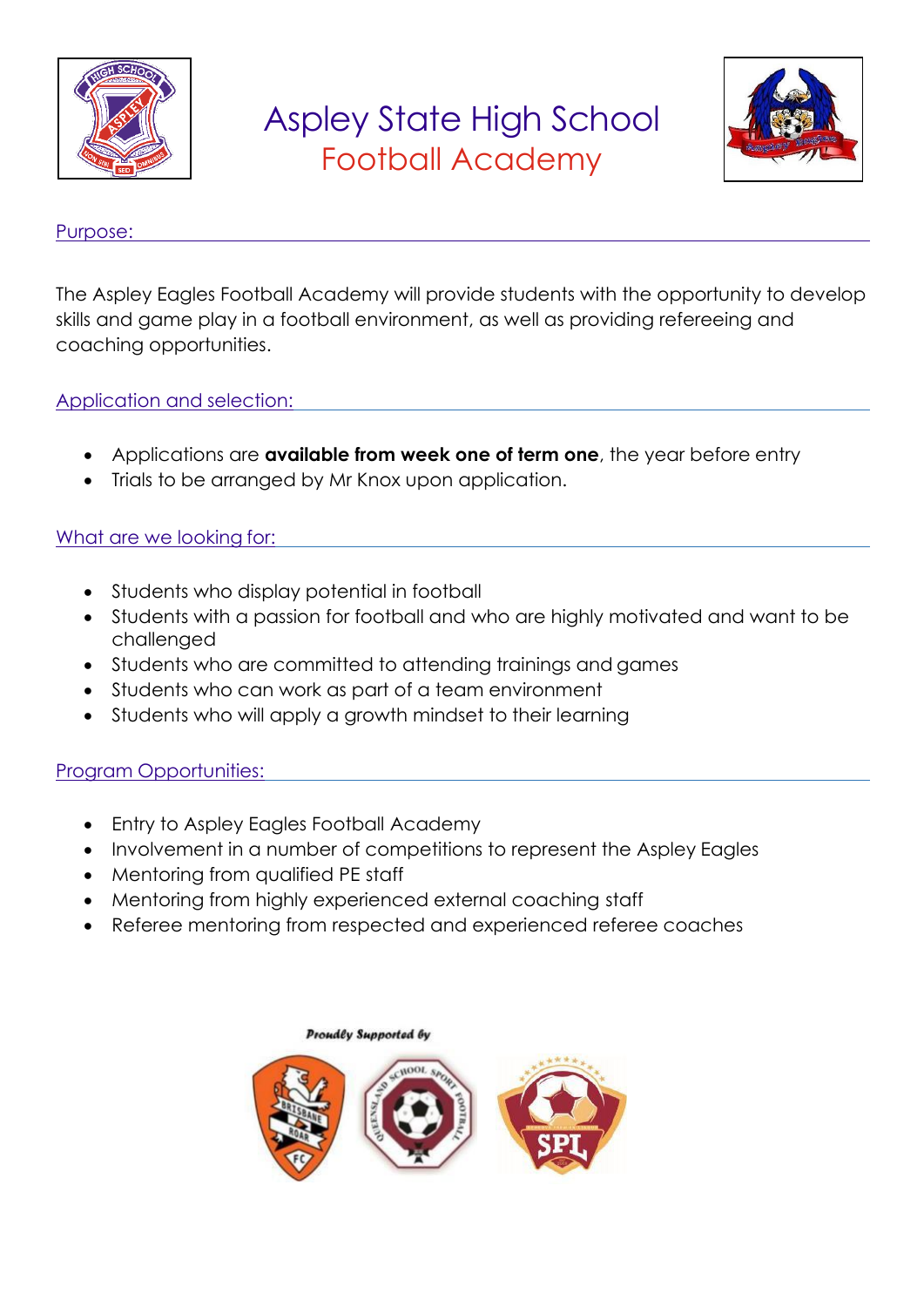# Aspley State High School
## Football Academy

### Purpose:

The Aspley Eagles Football Academy will provide students with the opportunity to develop skills and game play in a football environment, as well as providing refereeing and coaching opportunities.

### Application and selection:

- Applications are **available from week one of term one**, the year before entry
- Trials to be arranged by Mr Knox upon application.

### What are we looking for:

- Students who display potential in football
- Students with a passion for football and who are highly motivated and want to be challenged
- Students who are committed to attending trainings and games
- Students who can work as part of a team environment
- Students who will apply a growth mindset to their learning

### Program Opportunities:

- Entry to Aspley Eagles Football Academy
- Involvement in a number of competitions to represent the Aspley Eagles
- Mentoring from qualified PE staff
- Mentoring from highly experienced external coaching staff
- Referee mentoring from respected and experienced referee coaches

Proudly Supported by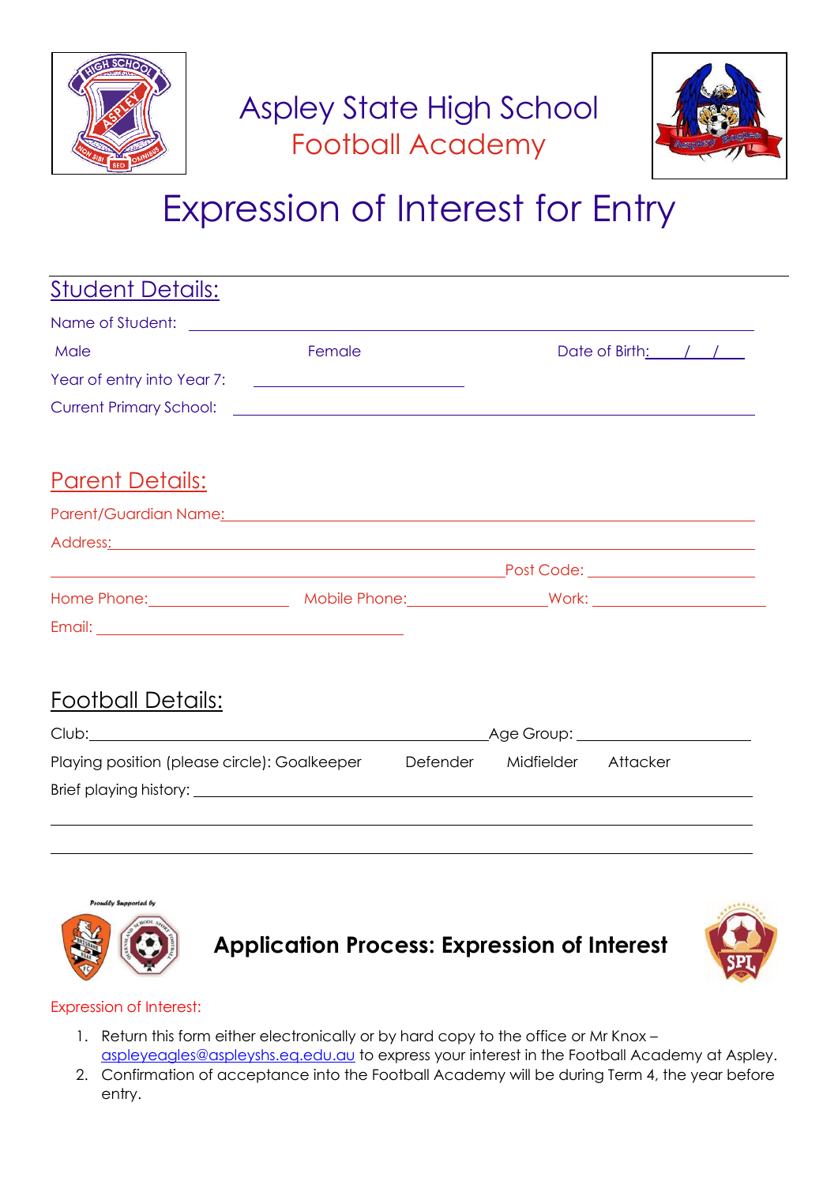# Aspley State High School
## Football Academy

# Expression of Interest for Entry

## Student Details:

Name of Student: ______________________________________________

Male &nbsp;&nbsp;&nbsp;&nbsp;&nbsp;&nbsp;&nbsp;&nbsp; Female &nbsp;&nbsp;&nbsp;&nbsp;&nbsp;&nbsp;&nbsp;&nbsp; Date of Birth: ____/____/____

Year of entry into Year 7: ____________________

Current Primary School: ______________________________________________

## Parent Details:

Parent/Guardian Name: ______________________________________________

Address: ______________________________________________

______________________________________________ Post Code: ____________

Home Phone: ____________ Mobile Phone: ____________ Work: ____________

Email: ______________________________

## Football Details:

Club: ______________________________ Age Group: ____________

Playing position (please circle): Goalkeeper &nbsp;&nbsp;&nbsp;&nbsp; Defender &nbsp;&nbsp;&nbsp;&nbsp; Midfielder &nbsp;&nbsp;&nbsp;&nbsp; Attacker

Brief playing history: ______________________________________________

______________________________________________

______________________________________________

Proudly Supported By

## Application Process: Expression of Interest

Expression of Interest:

1. Return this form either electronically or by hard copy to the office or Mr Knox – aspleyeagles@aspleyshs.eq.edu.au to express your interest in the Football Academy at Aspley.
2. Confirmation of acceptance into the Football Academy will be during Term 4, the year before entry.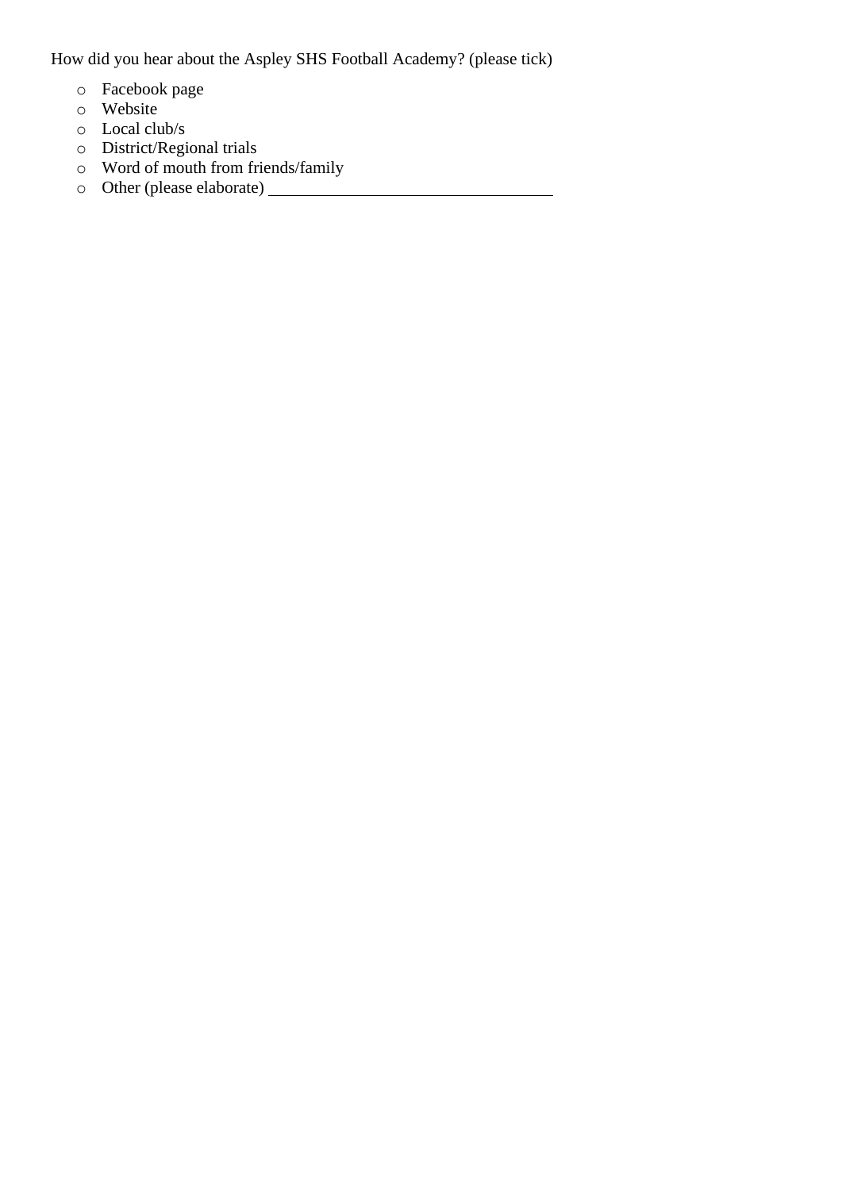How did you hear about the Aspley SHS Football Academy? (please tick)

- Facebook page
- Website
- Local club/s
- District/Regional trials
- Word of mouth from friends/family
- Other (please elaborate) ________________________________